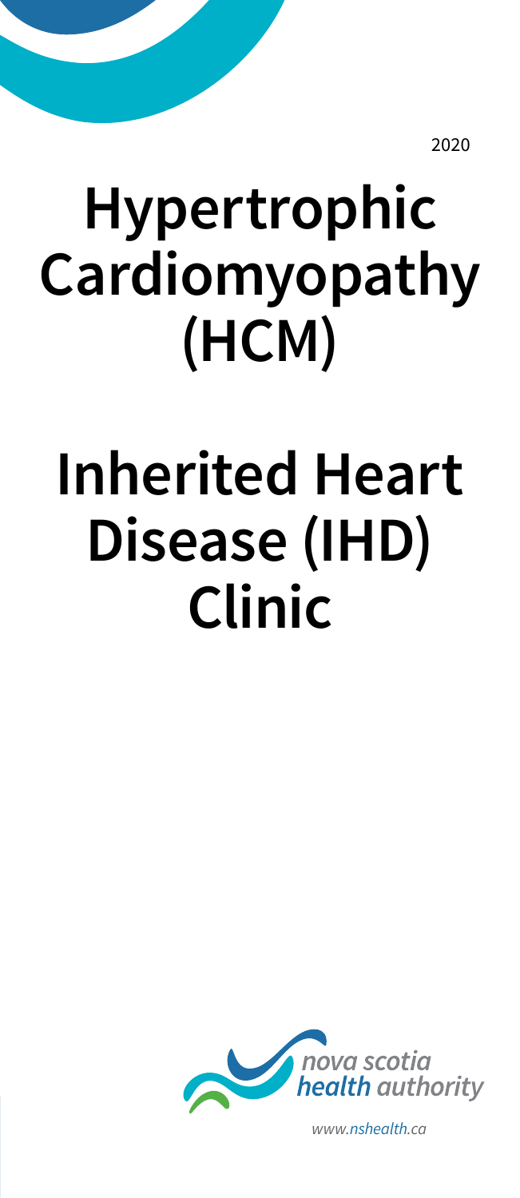2020

# Hypertrophic Cardiomyopathy (HCM)

# Inherited Heart Disease (IHD) Clinic

nova scotia
health authority

*www.nshealth.ca*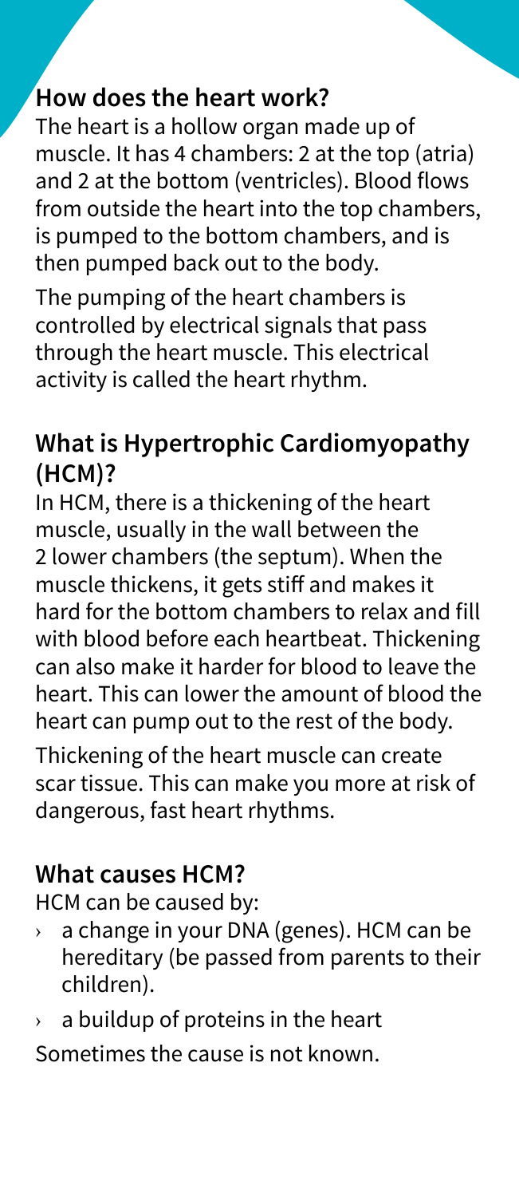## How does the heart work?

The heart is a hollow organ made up of muscle. It has 4 chambers: 2 at the top (atria) and 2 at the bottom (ventricles). Blood flows from outside the heart into the top chambers, is pumped to the bottom chambers, and is then pumped back out to the body.

The pumping of the heart chambers is controlled by electrical signals that pass through the heart muscle. This electrical activity is called the heart rhythm.

## What is Hypertrophic Cardiomyopathy (HCM)?

In HCM, there is a thickening of the heart muscle, usually in the wall between the 2 lower chambers (the septum). When the muscle thickens, it gets stiff and makes it hard for the bottom chambers to relax and fill with blood before each heartbeat. Thickening can also make it harder for blood to leave the heart. This can lower the amount of blood the heart can pump out to the rest of the body.

Thickening of the heart muscle can create scar tissue. This can make you more at risk of dangerous, fast heart rhythms.

## What causes HCM?

HCM can be caused by:

- a change in your DNA (genes). HCM can be hereditary (be passed from parents to their children).
- a buildup of proteins in the heart

Sometimes the cause is not known.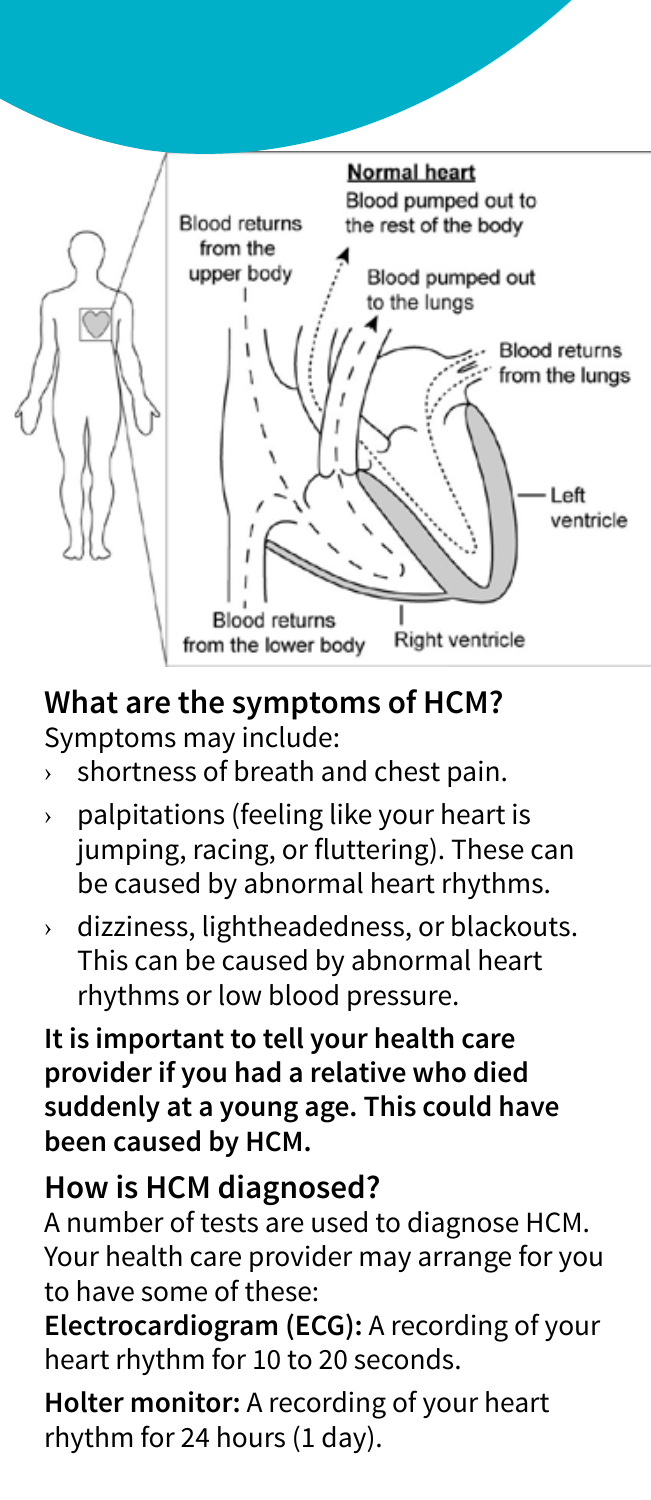## What are the symptoms of HCM?

Symptoms may include:

- shortness of breath and chest pain.
- palpitations (feeling like your heart is jumping, racing, or fluttering). These can be caused by abnormal heart rhythms.
- dizziness, lightheadedness, or blackouts. This can be caused by abnormal heart rhythms or low blood pressure.

**It is important to tell your health care provider if you had a relative who died suddenly at a young age. This could have been caused by HCM.**

## How is HCM diagnosed?

A number of tests are used to diagnose HCM. Your health care provider may arrange for you to have some of these:

**Electrocardiogram (ECG):** A recording of your heart rhythm for 10 to 20 seconds.

**Holter monitor:** A recording of your heart rhythm for 24 hours (1 day).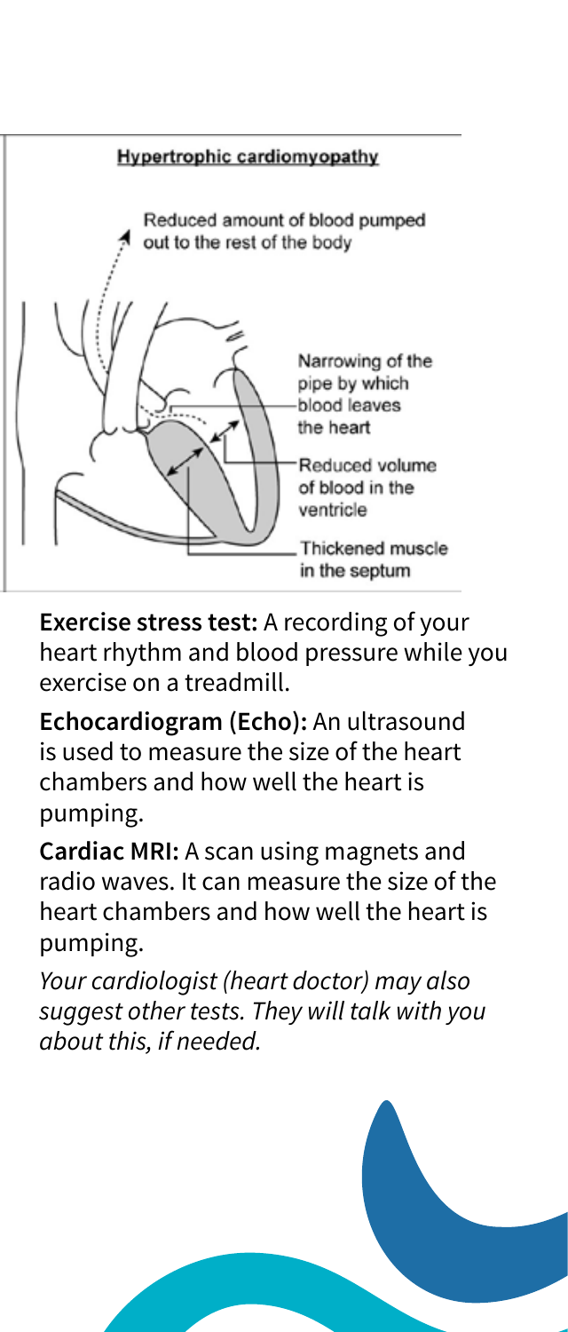**Hypertrophic cardiomyopathy**

Reduced amount of blood pumped out to the rest of the body

Narrowing of the pipe by which blood leaves the heart

Reduced volume of blood in the ventricle

Thickened muscle in the septum

**Exercise stress test:** A recording of your heart rhythm and blood pressure while you exercise on a treadmill.

**Echocardiogram (Echo):** An ultrasound is used to measure the size of the heart chambers and how well the heart is pumping.

**Cardiac MRI:** A scan using magnets and radio waves. It can measure the size of the heart chambers and how well the heart is pumping.

*Your cardiologist (heart doctor) may also suggest other tests. They will talk with you about this, if needed.*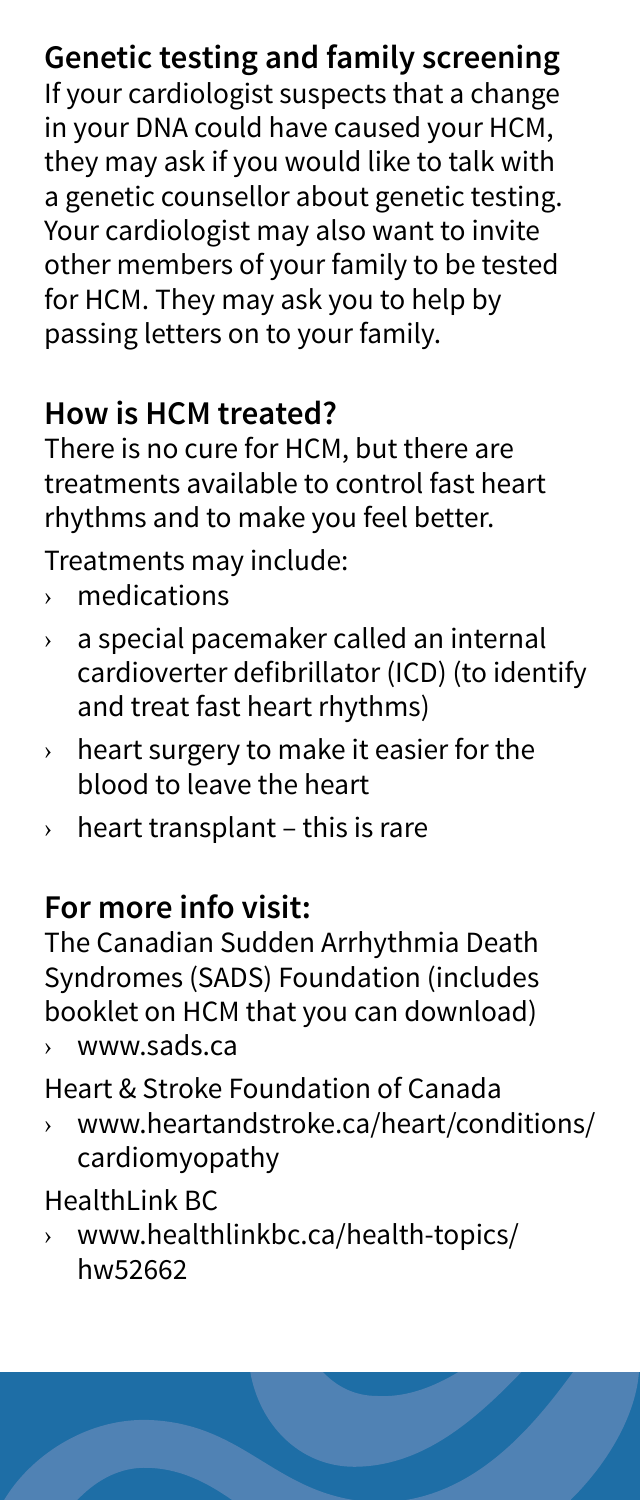## Genetic testing and family screening

If your cardiologist suspects that a change in your DNA could have caused your HCM, they may ask if you would like to talk with a genetic counsellor about genetic testing. Your cardiologist may also want to invite other members of your family to be tested for HCM. They may ask you to help by passing letters on to your family.

## How is HCM treated?

There is no cure for HCM, but there are treatments available to control fast heart rhythms and to make you feel better.

Treatments may include:

- medications
- a special pacemaker called an internal cardioverter defibrillator (ICD) (to identify and treat fast heart rhythms)
- heart surgery to make it easier for the blood to leave the heart
- heart transplant – this is rare

## For more info visit:

The Canadian Sudden Arrhythmia Death Syndromes (SADS) Foundation (includes booklet on HCM that you can download)

- www.sads.ca

Heart & Stroke Foundation of Canada

- www.heartandstroke.ca/heart/conditions/cardiomyopathy

HealthLink BC

- www.healthlinkbc.ca/health-topics/hw52662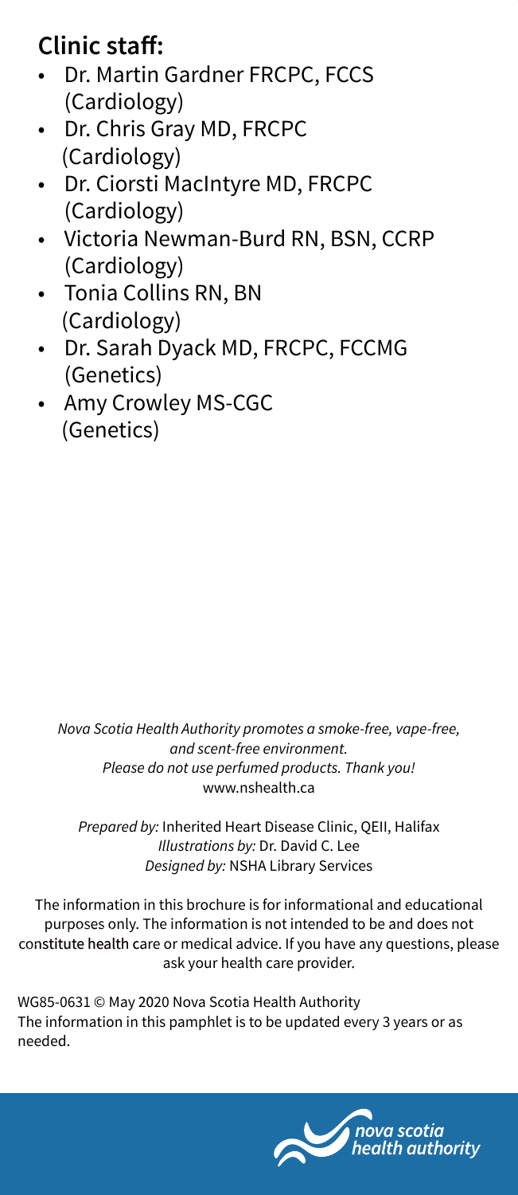## Clinic staff:

- Dr. Martin Gardner FRCPC, FCCS (Cardiology)
- Dr. Chris Gray MD, FRCPC (Cardiology)
- Dr. Ciorsti MacIntyre MD, FRCPC (Cardiology)
- Victoria Newman-Burd RN, BSN, CCRP (Cardiology)
- Tonia Collins RN, BN (Cardiology)
- Dr. Sarah Dyack MD, FRCPC, FCCMG (Genetics)
- Amy Crowley MS-CGC (Genetics)

*Nova Scotia Health Authority promotes a smoke-free, vape-free, and scent-free environment.*
*Please do not use perfumed products. Thank you!*
www.nshealth.ca

*Prepared by:* Inherited Heart Disease Clinic, QEII, Halifax
*Illustrations by:* Dr. David C. Lee
*Designed by:* NSHA Library Services

The information in this brochure is for informational and educational purposes only. The information is not intended to be and does not constitute health care or medical advice. If you have any questions, please ask your health care provider.

WG85-0631 © May 2020 Nova Scotia Health Authority
The information in this pamphlet is to be updated every 3 years or as needed.

nova scotia health authority